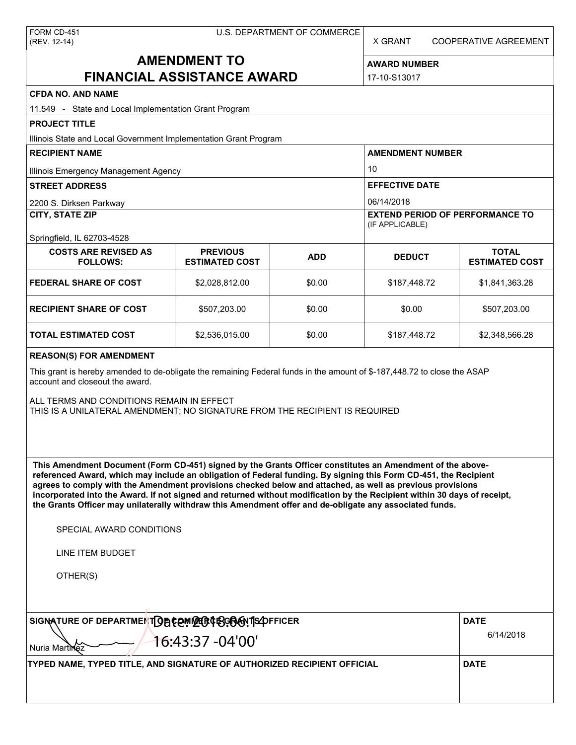FORM CD-451
(REV. 12-14)

U.S. DEPARTMENT OF COMMERCE

X GRANT    COOPERATIVE AGREEMENT

# AMENDMENT TO FINANCIAL ASSISTANCE AWARD

**AWARD NUMBER**
17-10-S13017

**CFDA NO. AND NAME**
11.549 - State and Local Implementation Grant Program

**PROJECT TITLE**
Illinois State and Local Government Implementation Grant Program

**RECIPIENT NAME**
Illinois Emergency Management Agency

**AMENDMENT NUMBER**
10

**STREET ADDRESS**
2200 S. Dirksen Parkway

**EFFECTIVE DATE**
06/14/2018

**CITY, STATE ZIP**
Springfield, IL 62703-4528

**EXTEND PERIOD OF PERFORMANCE TO** (IF APPLICABLE)

| COSTS ARE REVISED AS FOLLOWS: | PREVIOUS ESTIMATED COST | ADD | DEDUCT | TOTAL ESTIMATED COST |
|---|---|---|---|---|
| FEDERAL SHARE OF COST | $2,028,812.00 | $0.00 | $187,448.72 | $1,841,363.28 |
| RECIPIENT SHARE OF COST | $507,203.00 | $0.00 | $0.00 | $507,203.00 |
| TOTAL ESTIMATED COST | $2,536,015.00 | $0.00 | $187,448.72 | $2,348,566.28 |

**REASON(S) FOR AMENDMENT**

This grant is hereby amended to de-obligate the remaining Federal funds in the amount of $-187,448.72 to close the ASAP account and closeout the award.

ALL TERMS AND CONDITIONS REMAIN IN EFFECT
THIS IS A UNILATERAL AMENDMENT; NO SIGNATURE FROM THE RECIPIENT IS REQUIRED

**This Amendment Document (Form CD-451) signed by the Grants Officer constitutes an Amendment of the above-referenced Award, which may include an obligation of Federal funding. By signing this Form CD-451, the Recipient agrees to comply with the Amendment provisions checked below and attached, as well as previous provisions incorporated into the Award. If not signed and returned without modification by the Recipient within 30 days of receipt, the Grants Officer may unilaterally withdraw this Amendment offer and de-obligate any associated funds.**

SPECIAL AWARD CONDITIONS

LINE ITEM BUDGET

OTHER(S)

**SIGNATURE OF DEPARTMENT OF COMMERCE GRANTS OFFICER**
Nuria Martinez
Date: 2018.06.14 16:43:37 -04'00'

**DATE**
6/14/2018

**TYPED NAME, TYPED TITLE, AND SIGNATURE OF AUTHORIZED RECIPIENT OFFICIAL**

**DATE**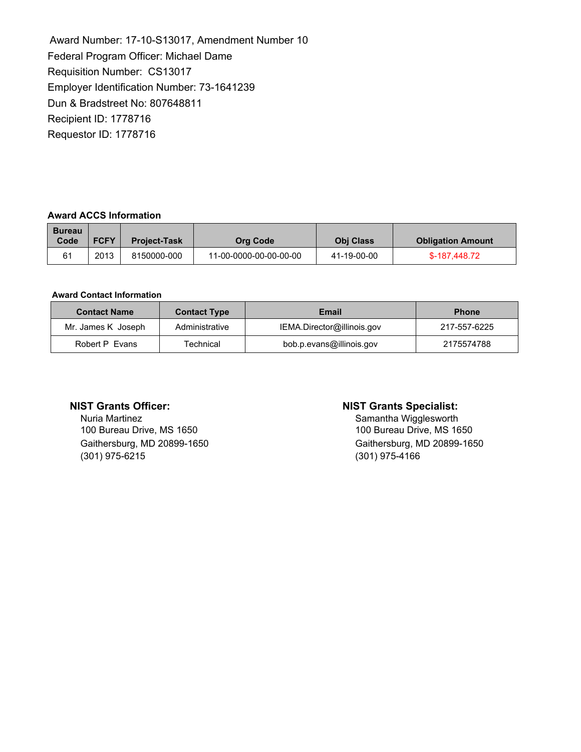Award Number: 17-10-S13017, Amendment Number 10
Federal Program Officer: Michael Dame
Requisition Number: CS13017
Employer Identification Number: 73-1641239
Dun & Bradstreet No: 807648811
Recipient ID: 1778716
Requestor ID: 1778716

**Award ACCS Information**

| Bureau Code | FCFY | Project-Task | Org Code | Obj Class | Obligation Amount |
|---|---|---|---|---|---|
| 61 | 2013 | 8150000-000 | 11-00-0000-00-00-00-00 | 41-19-00-00 | $-187,448.72 |

**Award Contact Information**

| Contact Name | Contact Type | Email | Phone |
|---|---|---|---|
| Mr. James K Joseph | Administrative | IEMA.Director@illinois.gov | 217-557-6225 |
| Robert P Evans | Technical | bob.p.evans@illinois.gov | 2175574788 |

**NIST Grants Officer:**
Nuria Martinez
100 Bureau Drive, MS 1650
Gaithersburg, MD 20899-1650
(301) 975-6215

**NIST Grants Specialist:**
Samantha Wigglesworth
100 Bureau Drive, MS 1650
Gaithersburg, MD 20899-1650
(301) 975-4166